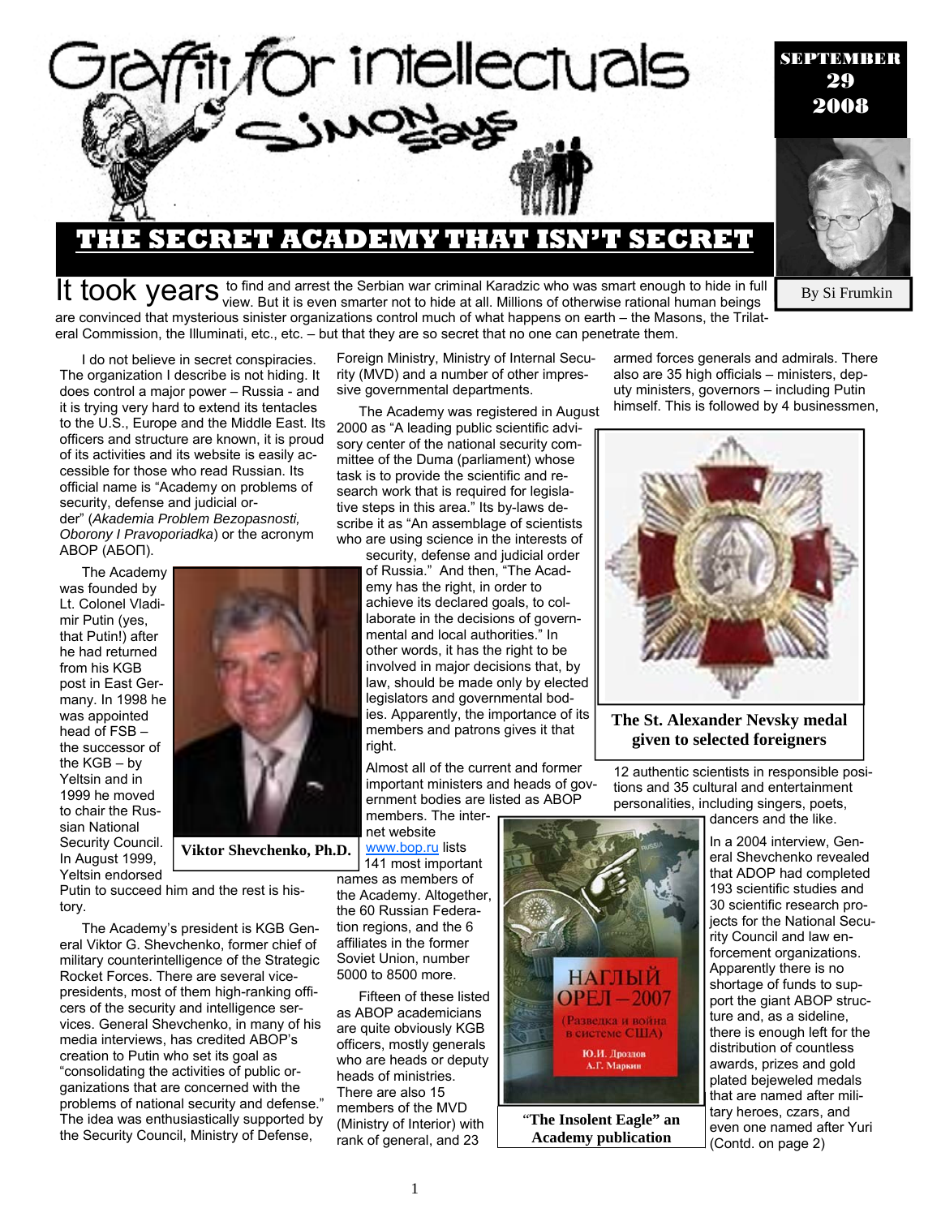# Graffiti for intellectuals

## SIMON says

**SEPTEMBER 29 2008**

By Si Frumkin

# THE SECRET ACADEMY THAT ISN'T SECRET

It took years to find and arrest the Serbian war criminal Karadzic who was smart enough to hide in full view. But it is even smarter not to hide at all. Millions of otherwise rational human beings are convinced that mysterious sinister organizations control much of what happens on earth – the Masons, the Trilateral Commission, the Illuminati, etc., etc. – but that they are so secret that no one can penetrate them.

I do not believe in secret conspiracies. The organization I describe is not hiding. It does control a major power – Russia - and it is trying very hard to extend its tentacles to the U.S., Europe and the Middle East. Its officers and structure are known, it is proud of its activities and its website is easily accessible for those who read Russian. Its official name is "Academy on problems of security, defense and judicial order" (*Akademia Problem Bezopasnosti, Oborony I Pravoporiadka*) or the acronym ABOP (АБОП).

The Academy was founded by Lt. Colonel Vladimir Putin (yes, that Putin!) after he had returned from his KGB post in East Germany. In 1998 he was appointed head of FSB – the successor of the KGB – by Yeltsin and in 1999 he moved to chair the Russian National Security Council. In August 1999, Yeltsin endorsed Putin to succeed him and the rest is history.

**Viktor Shevchenko, Ph.D.**

The Academy's president is KGB General Viktor G. Shevchenko, former chief of military counterintelligence of the Strategic Rocket Forces. There are several vice-presidents, most of them high-ranking officers of the security and intelligence services. General Shevchenko, in many of his media interviews, has credited ABOP's creation to Putin who set its goal as "consolidating the activities of public organizations that are concerned with the problems of national security and defense." The idea was enthusiastically supported by the Security Council, Ministry of Defense, Foreign Ministry, Ministry of Internal Security (MVD) and a number of other impressive governmental departments.

The Academy was registered in August 2000 as "A leading public scientific advisory center of the national security committee of the Duma (parliament) whose task is to provide the scientific and research work that is required for legislative steps in this area." Its by-laws describe it as "An assemblage of scientists who are using science in the interests of security, defense and judicial order of Russia." And then, "The Academy has the right, in order to achieve its declared goals, to collaborate in the decisions of governmental and local authorities." In other words, it has the right to be involved in major decisions that, by law, should be made only by elected legislators and governmental bodies. Apparently, the importance of its members and patrons gives it that right.

Almost all of the current and former important ministers and heads of government bodies are listed as ABOP members. The internet website www.bop.ru lists 141 most important names as members of the Academy. Altogether, the 60 Russian Federation regions, and the 6 affiliates in the former Soviet Union, number 5000 to 8500 more.

Fifteen of these listed as ABOP academicians are quite obviously KGB officers, mostly generals who are heads or deputy heads of ministries. There are also 15 members of the MVD (Ministry of Interior) with rank of general, and 23 armed forces generals and admirals. There also are 35 high officials – ministers, deputy ministers, governors – including Putin himself. This is followed by 4 businessmen, 12 authentic scientists in responsible positions and 35 cultural and entertainment personalities, including singers, poets, dancers and the like.

**The St. Alexander Nevsky medal given to selected foreigners**

**"The Insolent Eagle" an Academy publication**

In a 2004 interview, General Shevchenko revealed that ADOP had completed 193 scientific studies and 30 scientific research projects for the National Security Council and law enforcement organizations. Apparently there is no shortage of funds to support the giant ABOP structure and, as a sideline, there is enough left for the distribution of countless awards, prizes and gold plated bejeweled medals that are named after military heroes, czars, and even one named after Yuri (Contd. on page 2)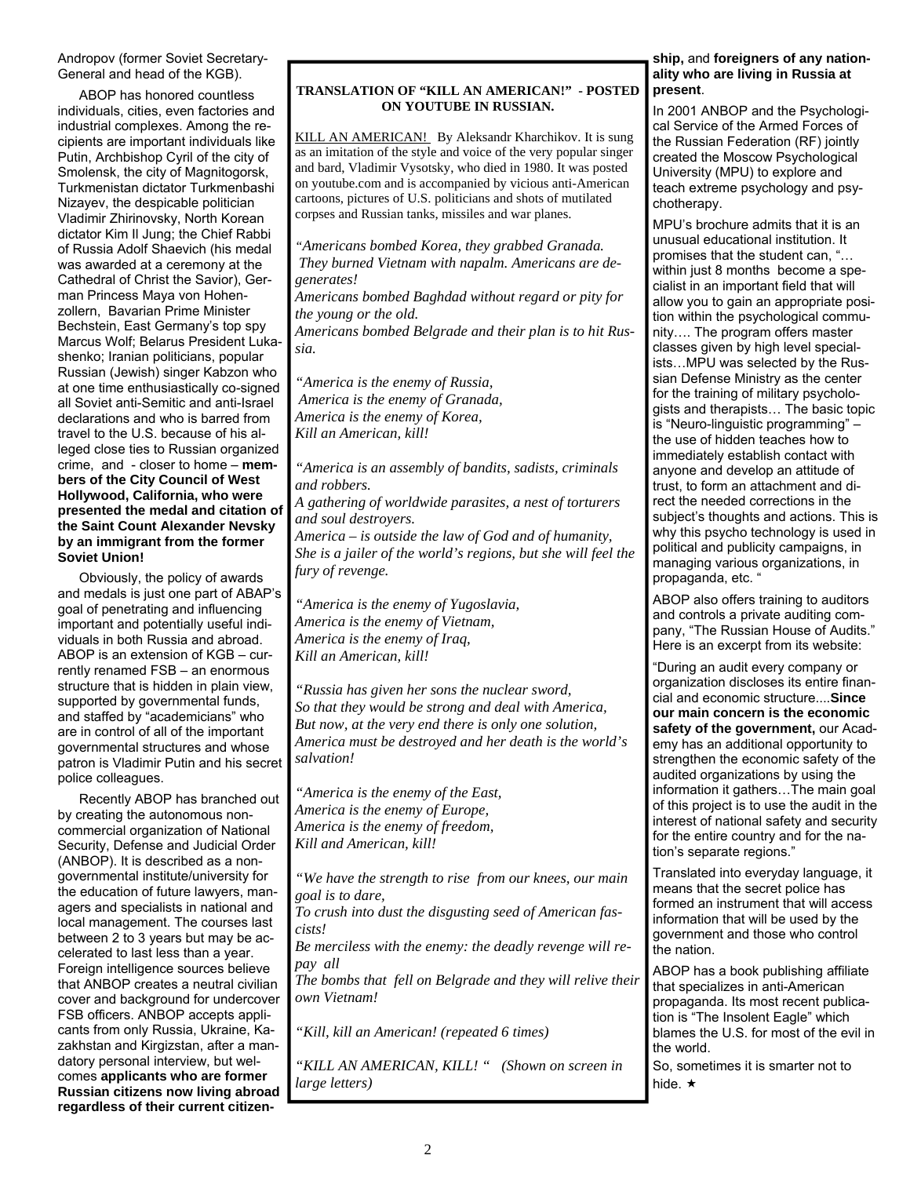Andropov (former Soviet Secretary-General and head of the KGB).

ABOP has honored countless individuals, cities, even factories and industrial complexes. Among the recipients are important individuals like Putin, Archbishop Cyril of the city of Smolensk, the city of Magnitogorsk, Turkmenistan dictator Turkmenbashi Nizayev, the despicable politician Vladimir Zhirinovsky, North Korean dictator Kim Il Jung; the Chief Rabbi of Russia Adolf Shaevich (his medal was awarded at a ceremony at the Cathedral of Christ the Savior), German Princess Maya von Hohenzollern, Bavarian Prime Minister Bechstein, East Germany's top spy Marcus Wolf; Belarus President Lukashenko; Iranian politicians, popular Russian (Jewish) singer Kabzon who at one time enthusiastically co-signed all Soviet anti-Semitic and anti-Israel declarations and who is barred from travel to the U.S. because of his alleged close ties to Russian organized crime, and - closer to home – **members of the City Council of West Hollywood, California, who were presented the medal and citation of the Saint Count Alexander Nevsky by an immigrant from the former Soviet Union!**

Obviously, the policy of awards and medals is just one part of ABAP's goal of penetrating and influencing important and potentially useful individuals in both Russia and abroad. ABOP is an extension of KGB – currently renamed FSB – an enormous structure that is hidden in plain view, supported by governmental funds, and staffed by "academicians" who are in control of all of the important governmental structures and whose patron is Vladimir Putin and his secret police colleagues.

Recently ABOP has branched out by creating the autonomous non-commercial organization of National Security, Defense and Judicial Order (ANBOP). It is described as a non-governmental institute/university for the education of future lawyers, managers and specialists in national and local management. The courses last between 2 to 3 years but may be accelerated to last less than a year. Foreign intelligence sources believe that ANBOP creates a neutral civilian cover and background for undercover FSB officers. ANBOP accepts applicants from only Russia, Ukraine, Kazakhstan and Kirgizstan, after a mandatory personal interview, but welcomes **applicants who are former Russian citizens now living abroad regardless of their current citizenship,** and **foreigners of any nationality who are living in Russia at present**.

> **TRANSLATION OF "KILL AN AMERICAN!" - POSTED ON YOUTUBE IN RUSSIAN.**
>
> KILL AN AMERICAN! By Aleksandr Kharchikov. It is sung as an imitation of the style and voice of the very popular singer and bard, Vladimir Vysotsky, who died in 1980. It was posted on youtube.com and is accompanied by vicious anti-American cartoons, pictures of U.S. politicians and shots of mutilated corpses and Russian tanks, missiles and war planes.
>
> *"Americans bombed Korea, they grabbed Granada.*
> *They burned Vietnam with napalm. Americans are degenerates!*
> *Americans bombed Baghdad without regard or pity for the young or the old.*
> *Americans bombed Belgrade and their plan is to hit Russia.*
>
> *"America is the enemy of Russia,*
> *America is the enemy of Granada,*
> *America is the enemy of Korea,*
> *Kill an American, kill!*
>
> *"America is an assembly of bandits, sadists, criminals and robbers.*
> *A gathering of worldwide parasites, a nest of torturers and soul destroyers.*
> *America – is outside the law of God and of humanity,*
> *She is a jailer of the world's regions, but she will feel the fury of revenge.*
>
> *"America is the enemy of Yugoslavia,*
> *America is the enemy of Vietnam,*
> *America is the enemy of Iraq,*
> *Kill an American, kill!*
>
> *"Russia has given her sons the nuclear sword,*
> *So that they would be strong and deal with America,*
> *But now, at the very end there is only one solution,*
> *America must be destroyed and her death is the world's salvation!*
>
> *"America is the enemy of the East,*
> *America is the enemy of Europe,*
> *America is the enemy of freedom,*
> *Kill and American, kill!*
>
> *"We have the strength to rise from our knees, our main goal is to dare,*
> *To crush into dust the disgusting seed of American fascists!*
> *Be merciless with the enemy: the deadly revenge will repay all*
> *The bombs that fell on Belgrade and they will relive their own Vietnam!*
>
> *"Kill, kill an American! (repeated 6 times)*
>
> *"KILL AN AMERICAN, KILL! " (Shown on screen in large letters)*

In 2001 ANBOP and the Psychological Service of the Armed Forces of the Russian Federation (RF) jointly created the Moscow Psychological University (MPU) to explore and teach extreme psychology and psychotherapy.

MPU's brochure admits that it is an unusual educational institution. It promises that the student can, "… within just 8 months become a specialist in an important field that will allow you to gain an appropriate position within the psychological community…. The program offers master classes given by high level specialists…MPU was selected by the Russian Defense Ministry as the center for the training of military psychologists and therapists… The basic topic is "Neuro-linguistic programming" – the use of hidden teaches how to immediately establish contact with anyone and develop an attitude of trust, to form an attachment and direct the needed corrections in the subject's thoughts and actions. This is why this psycho technology is used in political and publicity campaigns, in managing various organizations, in propaganda, etc. "

ABOP also offers training to auditors and controls a private auditing company, "The Russian House of Audits." Here is an excerpt from its website:

"During an audit every company or organization discloses its entire financial and economic structure....**Since our main concern is the economic safety of the government,** our Academy has an additional opportunity to strengthen the economic safety of the audited organizations by using the information it gathers…The main goal of this project is to use the audit in the interest of national safety and security for the entire country and for the nation's separate regions."

Translated into everyday language, it means that the secret police has formed an instrument that will access information that will be used by the government and those who control the nation.

ABOP has a book publishing affiliate that specializes in anti-American propaganda. Its most recent publication is "The Insolent Eagle" which blames the U.S. for most of the evil in the world.

So, sometimes it is smarter not to hide. ★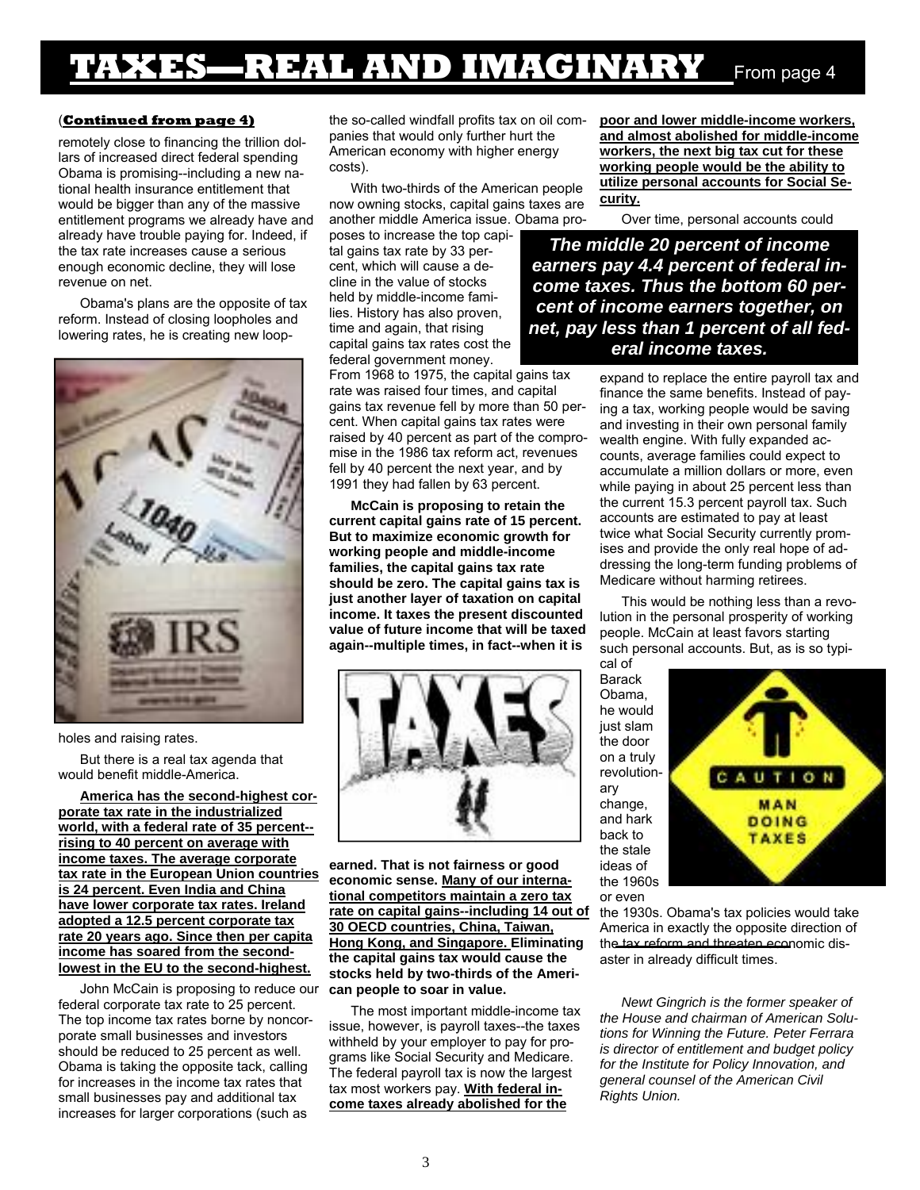# TAXES—REAL AND IMAGINARY From page 4

(**Continued from page 4)**

remotely close to financing the trillion dollars of increased direct federal spending Obama is promising--including a new national health insurance entitlement that would be bigger than any of the massive entitlement programs we already have and already have trouble paying for. Indeed, if the tax rate increases cause a serious enough economic decline, they will lose revenue on net.

Obama's plans are the opposite of tax reform. Instead of closing loopholes and lowering rates, he is creating new loopholes and raising rates.

But there is a real tax agenda that would benefit middle-America.

**America has the second-highest corporate tax rate in the industrialized world, with a federal rate of 35 percent--rising to 40 percent on average with income taxes. The average corporate tax rate in the European Union countries is 24 percent. Even India and China have lower corporate tax rates. Ireland adopted a 12.5 percent corporate tax rate 20 years ago. Since then per capita income has soared from the second-lowest in the EU to the second-highest.**

John McCain is proposing to reduce our federal corporate tax rate to 25 percent. The top income tax rates borne by noncorporate small businesses and investors should be reduced to 25 percent as well. Obama is taking the opposite tack, calling for increases in the income tax rates that small businesses pay and additional tax increases for larger corporations (such as the so-called windfall profits tax on oil companies that would only further hurt the American economy with higher energy costs).

With two-thirds of the American people now owning stocks, capital gains taxes are another middle America issue. Obama proposes to increase the top capital gains tax rate by 33 percent, which will cause a decline in the value of stocks held by middle-income families. History has also proven, time and again, that rising capital gains tax rates cost the federal government money. From 1968 to 1975, the capital gains tax rate was raised four times, and capital gains tax revenue fell by more than 50 percent. When capital gains tax rates were raised by 40 percent as part of the compromise in the 1986 tax reform act, revenues fell by 40 percent the next year, and by 1991 they had fallen by 63 percent.

**McCain is proposing to retain the current capital gains rate of 15 percent. But to maximize economic growth for working people and middle-income families, the capital gains tax rate should be zero. The capital gains tax is just another layer of taxation on capital income. It taxes the present discounted value of future income that will be taxed again--multiple times, in fact--when it is earned. That is not fairness or good economic sense. Many of our international competitors maintain a zero tax rate on capital gains--including 14 out of 30 OECD countries, China, Taiwan, Hong Kong, and Singapore. Eliminating the capital gains tax would cause the stocks held by two-thirds of the American people to soar in value.**

The most important middle-income tax issue, however, is payroll taxes--the taxes withheld by your employer to pay for programs like Social Security and Medicare. The federal payroll tax is now the largest tax most workers pay. **With federal income taxes already abolished for the poor and lower middle-income workers, and almost abolished for middle-income workers, the next big tax cut for these working people would be the ability to utilize personal accounts for Social Security.**

***The middle 20 percent of income earners pay 4.4 percent of federal income taxes. Thus the bottom 60 percent of income earners together, on net, pay less than 1 percent of all federal income taxes.***

Over time, personal accounts could expand to replace the entire payroll tax and finance the same benefits. Instead of paying a tax, working people would be saving and investing in their own personal family wealth engine. With fully expanded accounts, average families could expect to accumulate a million dollars or more, even while paying in about 25 percent less than the current 15.3 percent payroll tax. Such accounts are estimated to pay at least twice what Social Security currently promises and provide the only real hope of addressing the long-term funding problems of Medicare without harming retirees.

This would be nothing less than a revolution in the personal prosperity of working people. McCain at least favors starting such personal accounts. But, as is so typical of Barack Obama, he would just slam the door on a truly revolutionary change, and hark back to the stale ideas of the 1960s or even the 1930s. Obama's tax policies would take America in exactly the opposite direction of the tax reform and threaten economic disaster in already difficult times.

*Newt Gingrich is the former speaker of the House and chairman of American Solutions for Winning the Future. Peter Ferrara is director of entitlement and budget policy for the Institute for Policy Innovation, and general counsel of the American Civil Rights Union.*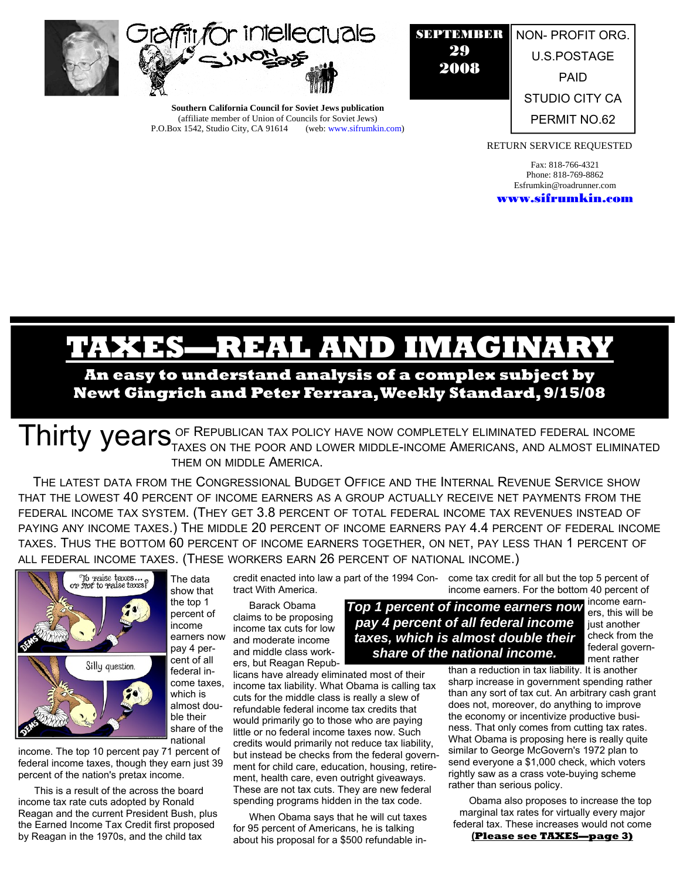Graffiti for intellectuals

SIMON SAYS

**Southern California Council for Soviet Jews publication**
(affiliate member of Union of Councils for Soviet Jews)
P.O.Box 1542, Studio City, CA 91614 (web: www.sifrumkin.com)

**SEPTEMBER 29 2008**

NON- PROFIT ORG.
U.S.POSTAGE
PAID
STUDIO CITY CA
PERMIT NO.62

RETURN SERVICE REQUESTED

Fax: 818-766-4321
Phone: 818-769-8862
Esfrumkin@roadrunner.com
**www.sifrumkin.com**

# TAXES—REAL AND IMAGINARY

**An easy to understand analysis of a complex subject by Newt Gingrich and Peter Ferrara, Weekly Standard, 9/15/08**

Thirty years OF REPUBLICAN TAX POLICY HAVE NOW COMPLETELY ELIMINATED FEDERAL INCOME TAXES ON THE POOR AND LOWER MIDDLE-INCOME AMERICANS, AND ALMOST ELIMINATED THEM ON MIDDLE AMERICA.

THE LATEST DATA FROM THE CONGRESSIONAL BUDGET OFFICE AND THE INTERNAL REVENUE SERVICE SHOW THAT THE LOWEST 40 PERCENT OF INCOME EARNERS AS A GROUP ACTUALLY RECEIVE NET PAYMENTS FROM THE FEDERAL INCOME TAX SYSTEM. (THEY GET 3.8 PERCENT OF TOTAL FEDERAL INCOME TAX REVENUES INSTEAD OF PAYING ANY INCOME TAXES.) THE MIDDLE 20 PERCENT OF INCOME EARNERS PAY 4.4 PERCENT OF FEDERAL INCOME TAXES. THUS THE BOTTOM 60 PERCENT OF INCOME EARNERS TOGETHER, ON NET, PAY LESS THAN 1 PERCENT OF ALL FEDERAL INCOME TAXES. (THESE WORKERS EARN 26 PERCENT OF NATIONAL INCOME.)

To raise taxes... or not to raise taxes?

Silly question.

The data show that the top 1 percent of income earners now pay 4 percent of all federal income taxes, which is almost double their share of the national income. The top 10 percent pay 71 percent of federal income taxes, though they earn just 39 percent of the nation's pretax income.

This is a result of the across the board income tax rate cuts adopted by Ronald Reagan and the current President Bush, plus the Earned Income Tax Credit first proposed by Reagan in the 1970s, and the child tax credit enacted into law a part of the 1994 Contract With America.

Barack Obama claims to be proposing income tax cuts for low and moderate income and middle class workers, but Reagan Republicans have already eliminated most of their income tax liability. What Obama is calling tax cuts for the middle class is really a slew of refundable federal income tax credits that would primarily go to those who are paying little or no federal income taxes now. Such credits would primarily not reduce tax liability, but instead be checks from the federal government for child care, education, housing, retirement, health care, even outright giveaways. These are not tax cuts. They are new federal spending programs hidden in the tax code.

***Top 1 percent of income earners now pay 4 percent of all federal income taxes, which is almost double their share of the national income.***

When Obama says that he will cut taxes for 95 percent of Americans, he is talking about his proposal for a $500 refundable income tax credit for all but the top 5 percent of income earners. For the bottom 40 percent of income earners, this will be just another check from the federal government rather than a reduction in tax liability. It is another sharp increase in government spending rather than any sort of tax cut. An arbitrary cash grant does not, moreover, do anything to improve the economy or incentivize productive business. That only comes from cutting tax rates. What Obama is proposing here is really quite similar to George McGovern's 1972 plan to send everyone a $1,000 check, which voters rightly saw as a crass vote-buying scheme rather than serious policy.

Obama also proposes to increase the top marginal tax rates for virtually every major federal tax. These increases would not come

**(Please see TAXES—page 3)**